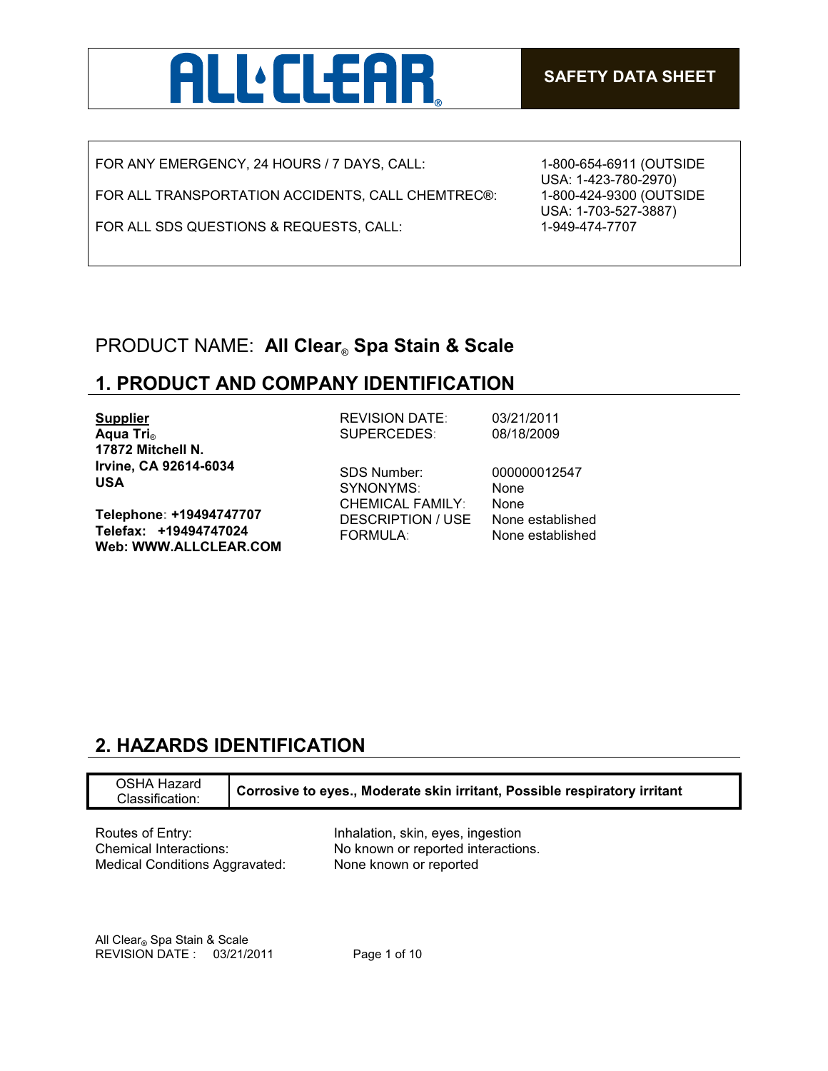ALL CLEAR®

**SAFETY DATA SHEET**

| | |
|---|---|
| FOR ANY EMERGENCY, 24 HOURS / 7 DAYS, CALL: | 1-800-654-6911 (OUTSIDE USA: 1-423-780-2970) |
| FOR ALL TRANSPORTATION ACCIDENTS, CALL CHEMTREC®: | 1-800-424-9300 (OUTSIDE USA: 1-703-527-3887) |
| FOR ALL SDS QUESTIONS & REQUESTS, CALL: | 1-949-474-7707 |

## PRODUCT NAME: **All Clear® Spa Stain & Scale**

## 1. PRODUCT AND COMPANY IDENTIFICATION

**Supplier**
**Aqua Tri®**
**17872 Mitchell N.**
**Irvine, CA 92614-6034**
**USA**

**Telephone: +19494747707**
**Telefax: +19494747024**
**Web: WWW.ALLCLEAR.COM**

| | |
|---|---|
| REVISION DATE: | 03/21/2011 |
| SUPERCEDES: | 08/18/2009 |
| SDS Number: | 000000012547 |
| SYNONYMS: | None |
| CHEMICAL FAMILY: | None |
| DESCRIPTION / USE | None established |
| FORMULA: | None established |

## 2. HAZARDS IDENTIFICATION

| OSHA Hazard Classification: | **Corrosive to eyes., Moderate skin irritant, Possible respiratory irritant** |
|---|---|

| | |
|---|---|
| Routes of Entry: | Inhalation, skin, eyes, ingestion |
| Chemical Interactions: | No known or reported interactions. |
| Medical Conditions Aggravated: | None known or reported |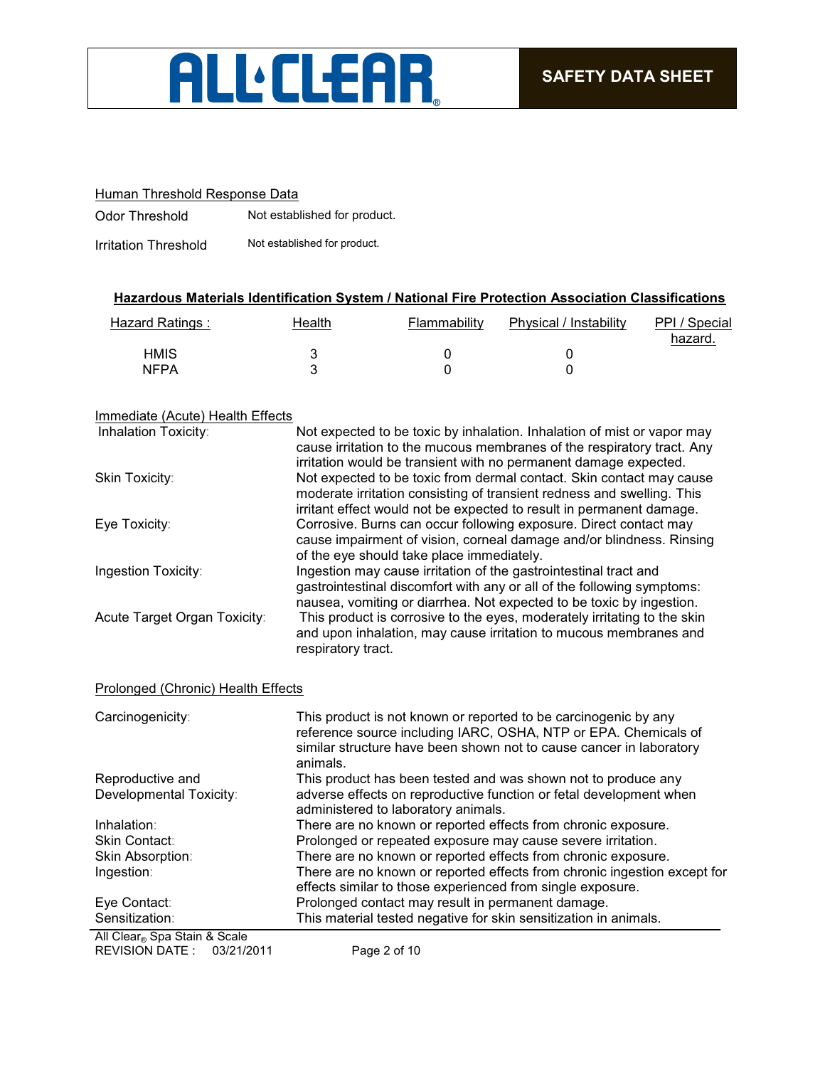Human Threshold Response Data

| | |
|---|---|
| Odor Threshold | Not established for product. |
| Irritation Threshold | Not established for product. |

**Hazardous Materials Identification System / National Fire Protection Association Classifications**

| Hazard Ratings : | Health | Flammability | Physical / Instability | PPI / Special hazard. |
|---|---|---|---|---|
| HMIS | 3 | 0 | 0 | |
| NFPA | 3 | 0 | 0 | |

Immediate (Acute) Health Effects

| | |
|---|---|
| Inhalation Toxicity: | Not expected to be toxic by inhalation. Inhalation of mist or vapor may cause irritation to the mucous membranes of the respiratory tract. Any irritation would be transient with no permanent damage expected. |
| Skin Toxicity: | Not expected to be toxic from dermal contact. Skin contact may cause moderate irritation consisting of transient redness and swelling. This irritant effect would not be expected to result in permanent damage. |
| Eye Toxicity: | Corrosive. Burns can occur following exposure. Direct contact may cause impairment of vision, corneal damage and/or blindness. Rinsing of the eye should take place immediately. |
| Ingestion Toxicity: | Ingestion may cause irritation of the gastrointestinal tract and gastrointestinal discomfort with any or all of the following symptoms: nausea, vomiting or diarrhea. Not expected to be toxic by ingestion. |
| Acute Target Organ Toxicity: | This product is corrosive to the eyes, moderately irritating to the skin and upon inhalation, may cause irritation to mucous membranes and respiratory tract. |

Prolonged (Chronic) Health Effects

| | |
|---|---|
| Carcinogenicity: | This product is not known or reported to be carcinogenic by any reference source including IARC, OSHA, NTP or EPA. Chemicals of similar structure have been shown not to cause cancer in laboratory animals. |
| Reproductive and Developmental Toxicity: | This product has been tested and was shown not to produce any adverse effects on reproductive function or fetal development when administered to laboratory animals. |
| Inhalation: | There are no known or reported effects from chronic exposure. |
| Skin Contact: | Prolonged or repeated exposure may cause severe irritation. |
| Skin Absorption: | There are no known or reported effects from chronic exposure. |
| Ingestion: | There are no known or reported effects from chronic ingestion except for effects similar to those experienced from single exposure. |
| Eye Contact: | Prolonged contact may result in permanent damage. |
| Sensitization: | This material tested negative for skin sensitization in animals. |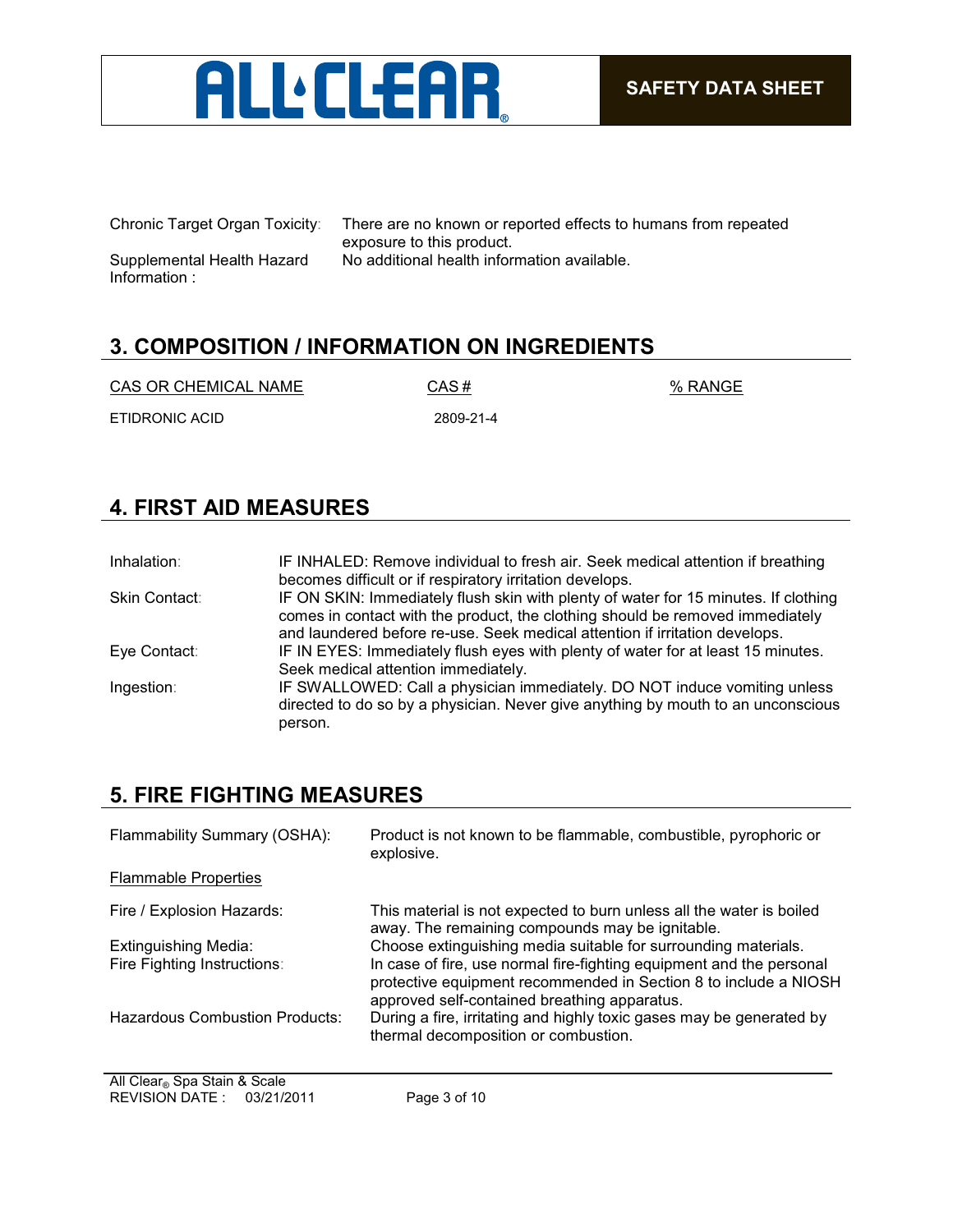| | |
|---|---|
| Chronic Target Organ Toxicity: | There are no known or reported effects to humans from repeated exposure to this product. |
| Supplemental Health Hazard Information : | No additional health information available. |

## 3. COMPOSITION / INFORMATION ON INGREDIENTS

| CAS OR CHEMICAL NAME | CAS # | % RANGE |
|---|---|---|
| ETIDRONIC ACID | 2809-21-4 | |

## 4. FIRST AID MEASURES

| | |
|---|---|
| Inhalation: | IF INHALED: Remove individual to fresh air. Seek medical attention if breathing becomes difficult or if respiratory irritation develops. |
| Skin Contact: | IF ON SKIN: Immediately flush skin with plenty of water for 15 minutes. If clothing comes in contact with the product, the clothing should be removed immediately and laundered before re-use. Seek medical attention if irritation develops. |
| Eye Contact: | IF IN EYES: Immediately flush eyes with plenty of water for at least 15 minutes. Seek medical attention immediately. |
| Ingestion: | IF SWALLOWED: Call a physician immediately. DO NOT induce vomiting unless directed to do so by a physician. Never give anything by mouth to an unconscious person. |

## 5. FIRE FIGHTING MEASURES

| | |
|---|---|
| Flammability Summary (OSHA): | Product is not known to be flammable, combustible, pyrophoric or explosive. |

Flammable Properties

| | |
|---|---|
| Fire / Explosion Hazards: | This material is not expected to burn unless all the water is boiled away. The remaining compounds may be ignitable. |
| Extinguishing Media: | Choose extinguishing media suitable for surrounding materials. |
| Fire Fighting Instructions: | In case of fire, use normal fire-fighting equipment and the personal protective equipment recommended in Section 8 to include a NIOSH approved self-contained breathing apparatus. |
| Hazardous Combustion Products: | During a fire, irritating and highly toxic gases may be generated by thermal decomposition or combustion. |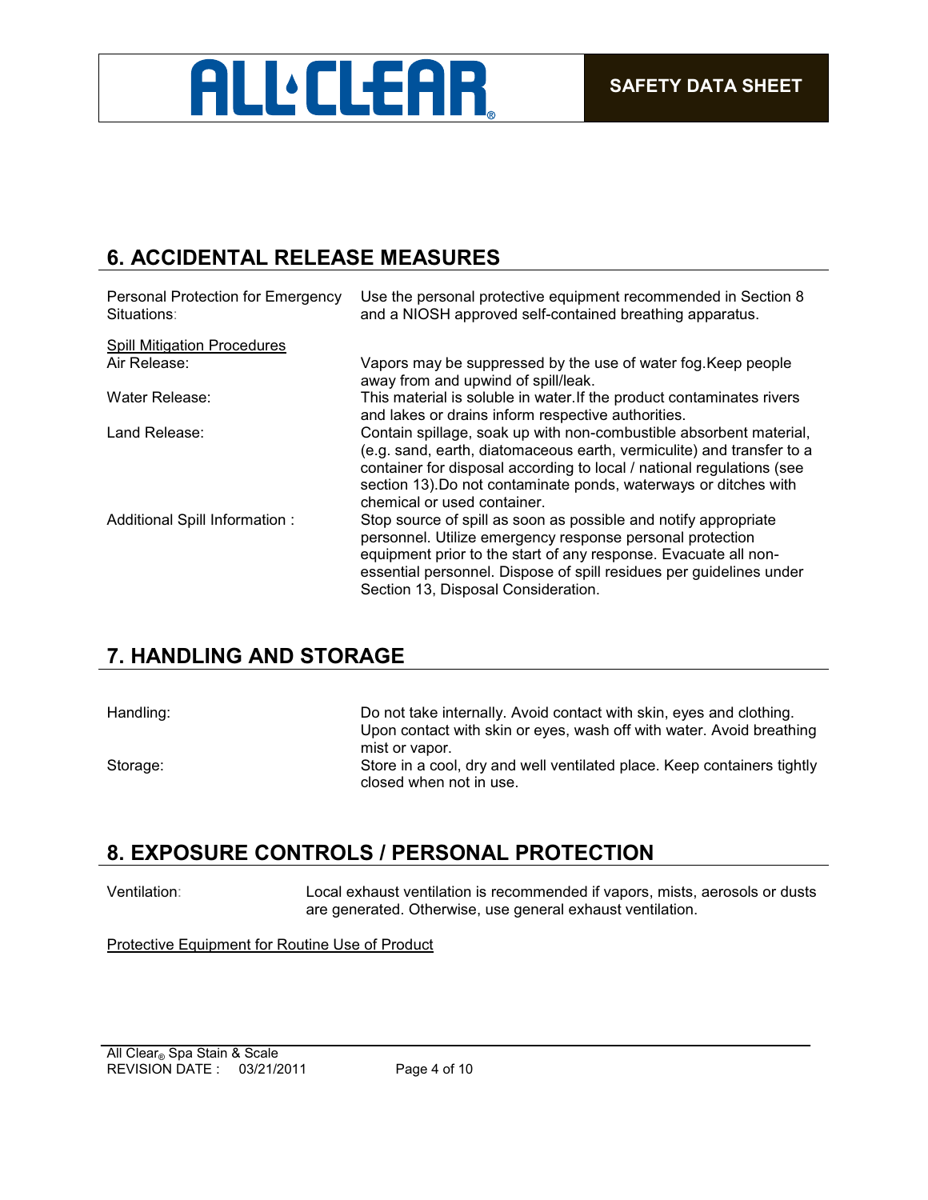## 6. ACCIDENTAL RELEASE MEASURES

| | |
|---|---|
| Personal Protection for Emergency Situations: | Use the personal protective equipment recommended in Section 8 and a NIOSH approved self-contained breathing apparatus. |

Spill Mitigation Procedures

| | |
|---|---|
| Air Release: | Vapors may be suppressed by the use of water fog.Keep people away from and upwind of spill/leak. |
| Water Release: | This material is soluble in water.If the product contaminates rivers and lakes or drains inform respective authorities. |
| Land Release: | Contain spillage, soak up with non-combustible absorbent material, (e.g. sand, earth, diatomaceous earth, vermiculite) and transfer to a container for disposal according to local / national regulations (see section 13).Do not contaminate ponds, waterways or ditches with chemical or used container. |
| Additional Spill Information : | Stop source of spill as soon as possible and notify appropriate personnel. Utilize emergency response personal protection equipment prior to the start of any response. Evacuate all non-essential personnel. Dispose of spill residues per guidelines under Section 13, Disposal Consideration. |

## 7. HANDLING AND STORAGE

| | |
|---|---|
| Handling: | Do not take internally. Avoid contact with skin, eyes and clothing. Upon contact with skin or eyes, wash off with water. Avoid breathing mist or vapor. |
| Storage: | Store in a cool, dry and well ventilated place. Keep containers tightly closed when not in use. |

## 8. EXPOSURE CONTROLS / PERSONAL PROTECTION

| | |
|---|---|
| Ventilation: | Local exhaust ventilation is recommended if vapors, mists, aerosols or dusts are generated. Otherwise, use general exhaust ventilation. |

Protective Equipment for Routine Use of Product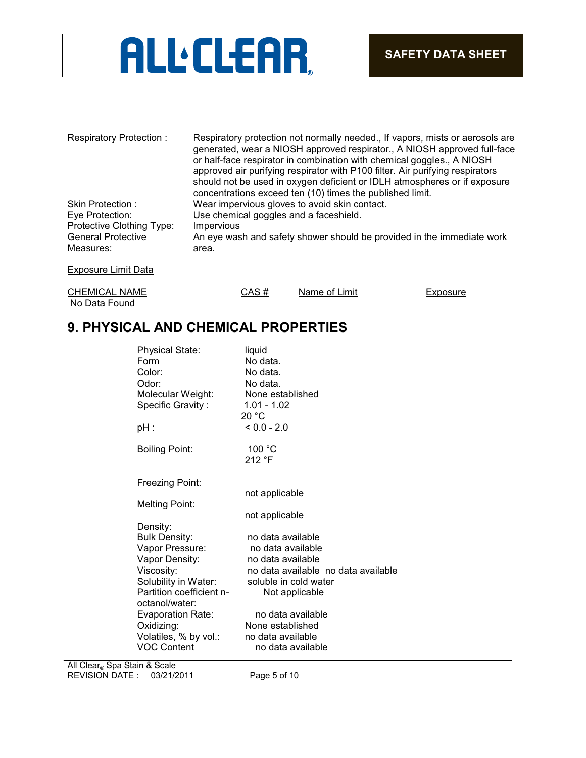| | |
|---|---|
| Respiratory Protection : | Respiratory protection not normally needed., If vapors, mists or aerosols are generated, wear a NIOSH approved respirator., A NIOSH approved full-face or half-face respirator in combination with chemical goggles., A NIOSH approved air purifying respirator with P100 filter. Air purifying respirators should not be used in oxygen deficient or IDLH atmospheres or if exposure concentrations exceed ten (10) times the published limit. |
| Skin Protection : | Wear impervious gloves to avoid skin contact. |
| Eye Protection: | Use chemical goggles and a faceshield. |
| Protective Clothing Type: | Impervious |
| General Protective Measures: | An eye wash and safety shower should be provided in the immediate work area. |

Exposure Limit Data

| CHEMICAL NAME | CAS # | Name of Limit | Exposure |
|---|---|---|---|
| No Data Found | | | |

## 9. PHYSICAL AND CHEMICAL PROPERTIES

| | |
|---|---|
| Physical State: | liquid |
| Form | No data. |
| Color: | No data. |
| Odor: | No data. |
| Molecular Weight: | None established |
| Specific Gravity : | 1.01 - 1.02<br>20 °C |
| pH : | < 0.0 - 2.0 |
| Boiling Point: | 100 °C<br>212 °F |
| Freezing Point: | not applicable |
| Melting Point: | not applicable |
| Density: | |
| Bulk Density: | no data available |
| Vapor Pressure: | no data available |
| Vapor Density: | no data available |
| Viscosity: | no data available no data available |
| Solubility in Water: | soluble in cold water |
| Partition coefficient n-octanol/water: | Not applicable |
| Evaporation Rate: | no data available |
| Oxidizing: | None established |
| Volatiles, % by vol.: | no data available |
| VOC Content | no data available |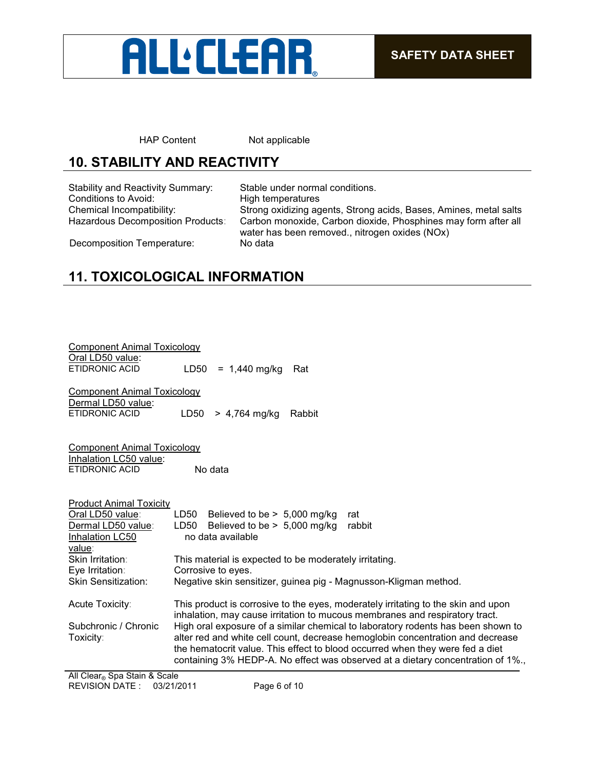| HAP Content | Not applicable |
|---|---|

## 10. STABILITY AND REACTIVITY

| | |
|---|---|
| Stability and Reactivity Summary: | Stable under normal conditions. |
| Conditions to Avoid: | High temperatures |
| Chemical Incompatibility: | Strong oxidizing agents, Strong acids, Bases, Amines, metal salts |
| Hazardous Decomposition Products: | Carbon monoxide, Carbon dioxide, Phosphines may form after all water has been removed., nitrogen oxides (NOx) |
| Decomposition Temperature: | No data |

## 11. TOXICOLOGICAL INFORMATION

Component Animal Toxicology
Oral LD50 value:

| | | | |
|---|---|---|---|
| ETIDRONIC ACID | LD50 | = 1,440 mg/kg | Rat |

Component Animal Toxicology
Dermal LD50 value:

| | | | |
|---|---|---|---|
| ETIDRONIC ACID | LD50 | > 4,764 mg/kg | Rabbit |

Component Animal Toxicology
Inhalation LC50 value:

| | |
|---|---|
| ETIDRONIC ACID | No data |

Product Animal Toxicity

| | |
|---|---|
| Oral LD50 value: | LD50 Believed to be > 5,000 mg/kg rat |
| Dermal LD50 value: | LD50 Believed to be > 5,000 mg/kg rabbit |
| Inhalation LC50 value: | no data available |
| Skin Irritation: | This material is expected to be moderately irritating. |
| Eye Irritation: | Corrosive to eyes. |
| Skin Sensitization: | Negative skin sensitizer, guinea pig - Magnusson-Kligman method. |
| Acute Toxicity: | This product is corrosive to the eyes, moderately irritating to the skin and upon inhalation, may cause irritation to mucous membranes and respiratory tract. |
| Subchronic / Chronic Toxicity: | High oral exposure of a similar chemical to laboratory rodents has been shown to alter red and white cell count, decrease hemoglobin concentration and decrease the hematocrit value. This effect to blood occurred when they were fed a diet containing 3% HEDP-A. No effect was observed at a dietary concentration of 1%., |

All Clear® Spa Stain & Scale
REVISION DATE : 03/21/2011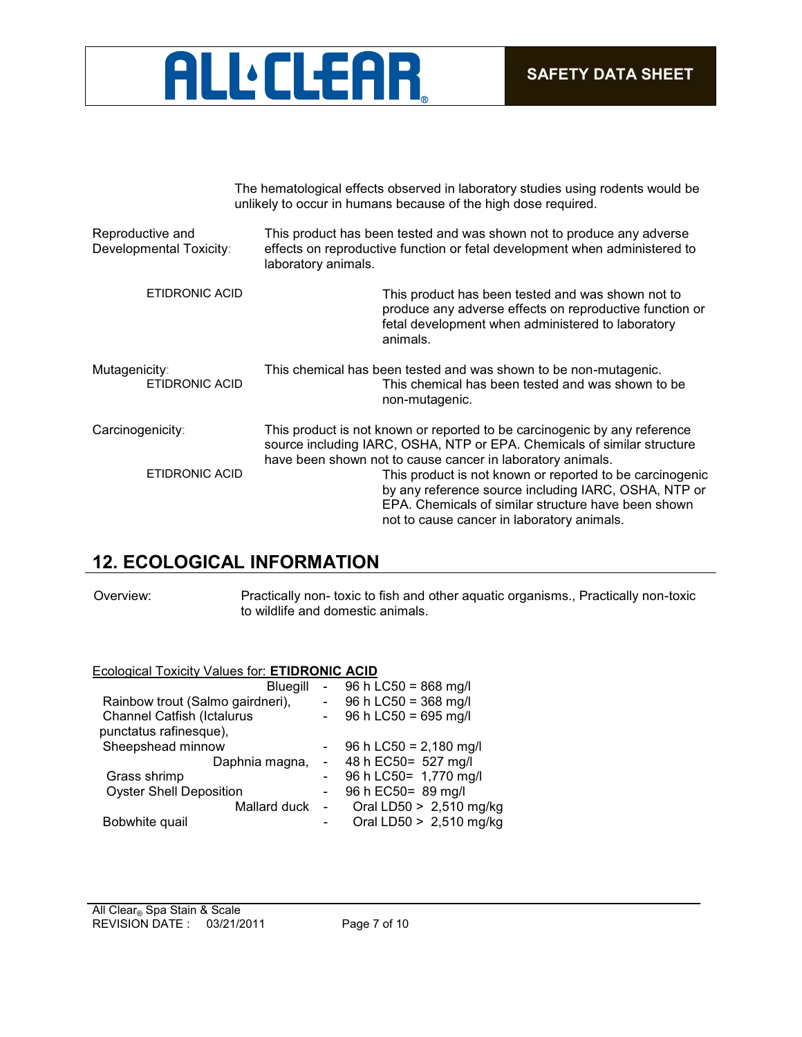The hematological effects observed in laboratory studies using rodents would be unlikely to occur in humans because of the high dose required.

**Reproductive and Developmental Toxicity:** This product has been tested and was shown not to produce any adverse effects on reproductive function or fetal development when administered to laboratory animals.

ETIDRONIC ACID: This product has been tested and was shown not to produce any adverse effects on reproductive function or fetal development when administered to laboratory animals.

**Mutagenicity:** This chemical has been tested and was shown to be non-mutagenic.

ETIDRONIC ACID: This chemical has been tested and was shown to be non-mutagenic.

**Carcinogenicity:** This product is not known or reported to be carcinogenic by any reference source including IARC, OSHA, NTP or EPA. Chemicals of similar structure have been shown not to cause cancer in laboratory animals.

ETIDRONIC ACID: This product is not known or reported to be carcinogenic by any reference source including IARC, OSHA, NTP or EPA. Chemicals of similar structure have been shown not to cause cancer in laboratory animals.

## 12. ECOLOGICAL INFORMATION

**Overview:** Practically non- toxic to fish and other aquatic organisms., Practically non-toxic to wildlife and domestic animals.

Ecological Toxicity Values for: **ETIDRONIC ACID**

| Species | | Value |
|---|---|---|
| Bluegill | - | 96 h LC50 = 868 mg/l |
| Rainbow trout (Salmo gairdneri), | - | 96 h LC50 = 368 mg/l |
| Channel Catfish (Ictalurus punctatus rafinesque), | - | 96 h LC50 = 695 mg/l |
| Sheepshead minnow | - | 96 h LC50 = 2,180 mg/l |
| Daphnia magna, | - | 48 h EC50= 527 mg/l |
| Grass shrimp | - | 96 h LC50= 1,770 mg/l |
| Oyster Shell Deposition | - | 96 h EC50= 89 mg/l |
| Mallard duck | - | Oral LD50 > 2,510 mg/kg |
| Bobwhite quail | - | Oral LD50 > 2,510 mg/kg |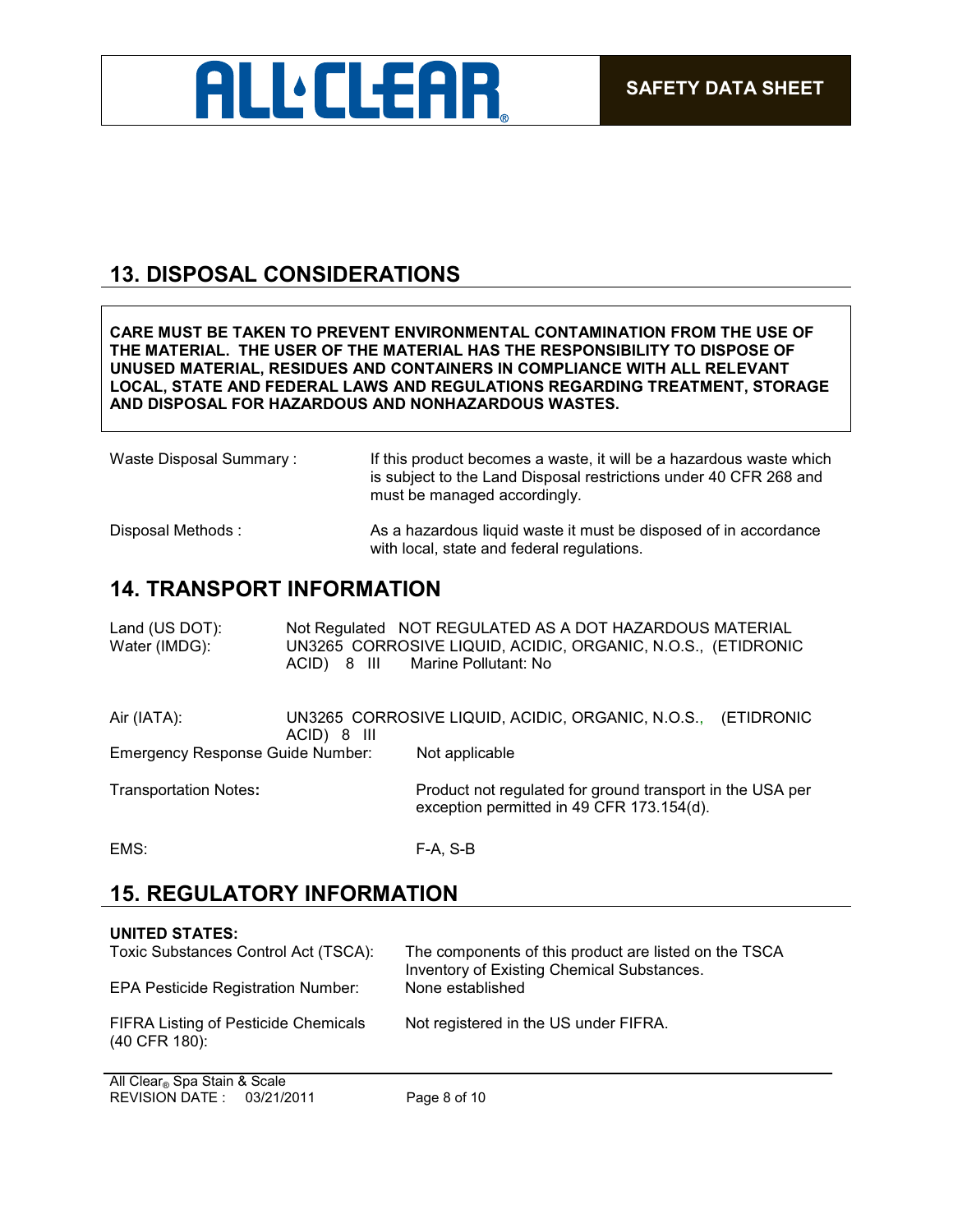## 13. DISPOSAL CONSIDERATIONS

**CARE MUST BE TAKEN TO PREVENT ENVIRONMENTAL CONTAMINATION FROM THE USE OF THE MATERIAL. THE USER OF THE MATERIAL HAS THE RESPONSIBILITY TO DISPOSE OF UNUSED MATERIAL, RESIDUES AND CONTAINERS IN COMPLIANCE WITH ALL RELEVANT LOCAL, STATE AND FEDERAL LAWS AND REGULATIONS REGARDING TREATMENT, STORAGE AND DISPOSAL FOR HAZARDOUS AND NONHAZARDOUS WASTES.**

| | |
|---|---|
| Waste Disposal Summary : | If this product becomes a waste, it will be a hazardous waste which is subject to the Land Disposal restrictions under 40 CFR 268 and must be managed accordingly. |
| Disposal Methods : | As a hazardous liquid waste it must be disposed of in accordance with local, state and federal regulations. |

## 14. TRANSPORT INFORMATION

| | |
|---|---|
| Land (US DOT): | Not Regulated NOT REGULATED AS A DOT HAZARDOUS MATERIAL |
| Water (IMDG): | UN3265 CORROSIVE LIQUID, ACIDIC, ORGANIC, N.O.S., (ETIDRONIC ACID) 8 III Marine Pollutant: No |
| Air (IATA): | UN3265 CORROSIVE LIQUID, ACIDIC, ORGANIC, N.O.S., (ETIDRONIC ACID) 8 III |
| Emergency Response Guide Number: | Not applicable |
| Transportation Notes**:** | Product not regulated for ground transport in the USA per exception permitted in 49 CFR 173.154(d). |
| EMS: | F-A, S-B |

## 15. REGULATORY INFORMATION

**UNITED STATES:**

| | |
|---|---|
| Toxic Substances Control Act (TSCA): | The components of this product are listed on the TSCA Inventory of Existing Chemical Substances. |
| EPA Pesticide Registration Number: | None established |
| FIFRA Listing of Pesticide Chemicals (40 CFR 180): | Not registered in the US under FIFRA. |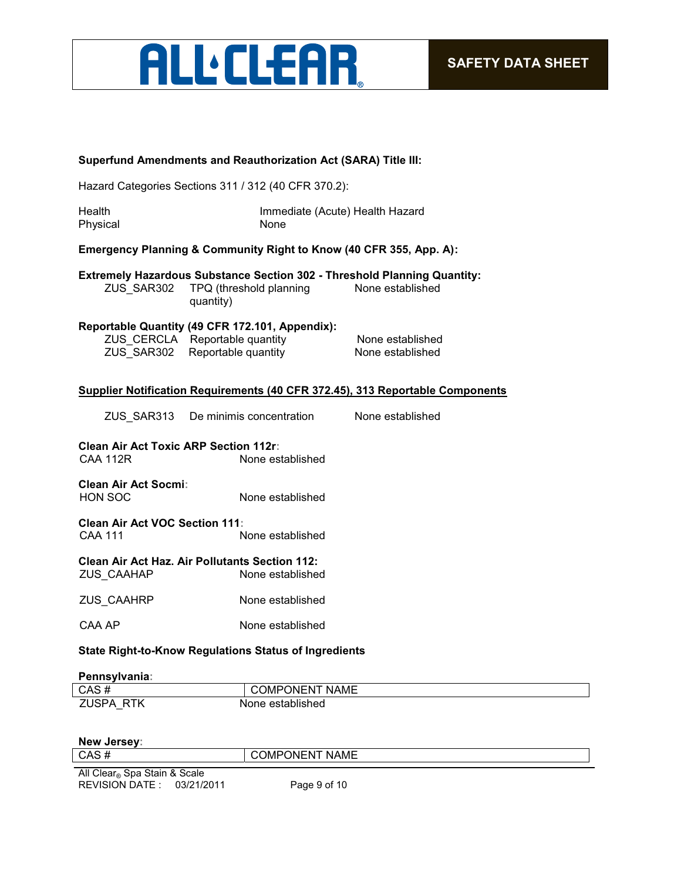**Superfund Amendments and Reauthorization Act (SARA) Title III:**

Hazard Categories Sections 311 / 312 (40 CFR 370.2):

| | |
|---|---|
| Health | Immediate (Acute) Health Hazard |
| Physical | None |

**Emergency Planning & Community Right to Know (40 CFR 355, App. A):**

**Extremely Hazardous Substance Section 302 - Threshold Planning Quantity:**

| | | |
|---|---|---|
| ZUS_SAR302 | TPQ (threshold planning quantity) | None established |

**Reportable Quantity (49 CFR 172.101, Appendix):**

| | | |
|---|---|---|
| ZUS_CERCLA | Reportable quantity | None established |
| ZUS_SAR302 | Reportable quantity | None established |

**Supplier Notification Requirements (40 CFR 372.45), 313 Reportable Components**

| | | |
|---|---|---|
| ZUS_SAR313 | De minimis concentration | None established |

**Clean Air Act Toxic ARP Section 112r:**

| | |
|---|---|
| CAA 112R | None established |

**Clean Air Act Socmi:**

| | |
|---|---|
| HON SOC | None established |

**Clean Air Act VOC Section 111:**

| | |
|---|---|
| CAA 111 | None established |

**Clean Air Act Haz. Air Pollutants Section 112:**

| | |
|---|---|
| ZUS_CAAHAP | None established |
| ZUS_CAAHRP | None established |
| CAA AP | None established |

**State Right-to-Know Regulations Status of Ingredients**

**Pennsylvania:**

| CAS # | COMPONENT NAME |
|---|---|
| ZUSPA_RTK | None established |

**New Jersey:**

| CAS # | COMPONENT NAME |
|---|---|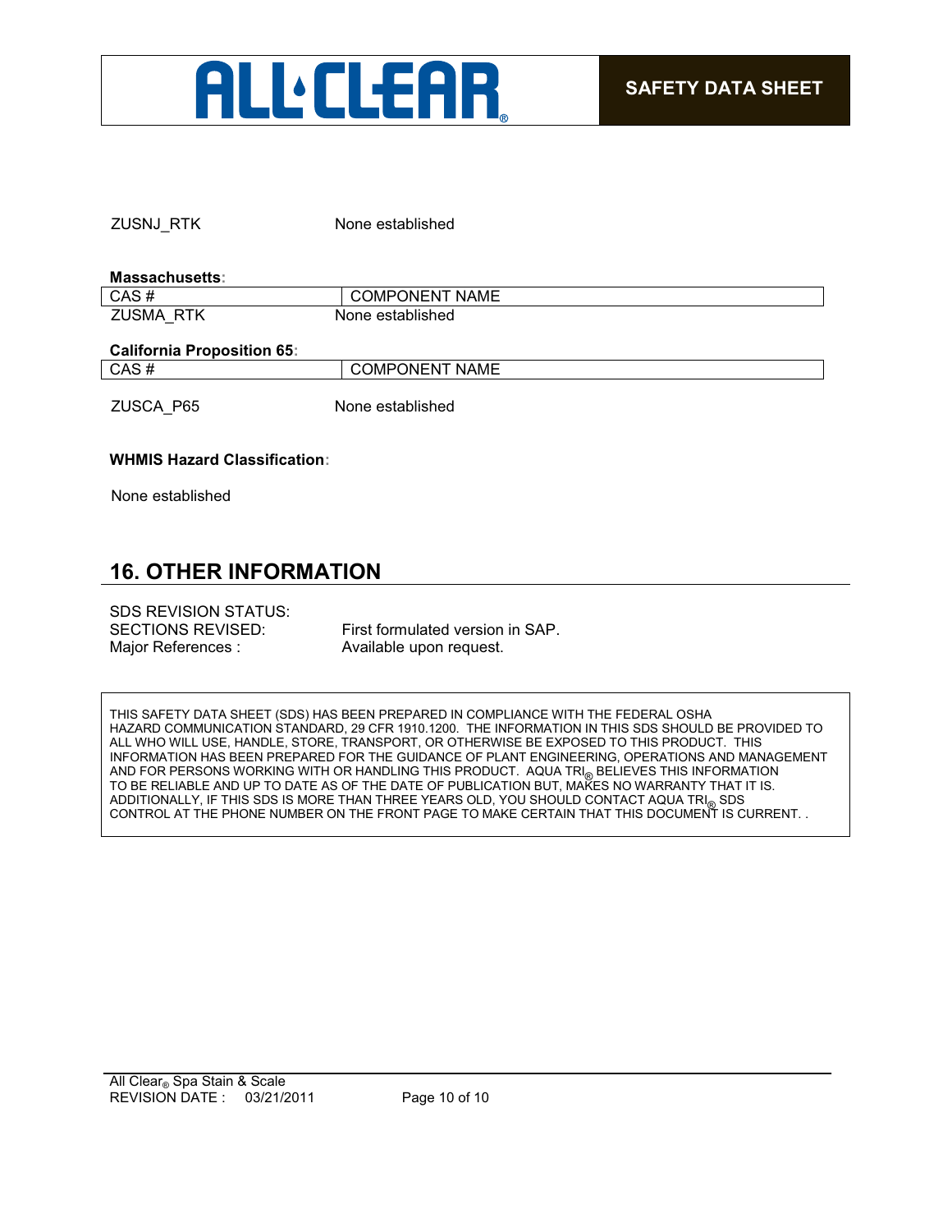| | |
|---|---|
| ZUSNJ_RTK | None established |

**Massachusetts:**

| CAS # | COMPONENT NAME |
|---|---|
| ZUSMA_RTK | None established |

**California Proposition 65:**

| CAS # | COMPONENT NAME |
|---|---|
| ZUSCA_P65 | None established |

**WHMIS Hazard Classification:**

None established

## 16. OTHER INFORMATION

SDS REVISION STATUS:
SECTIONS REVISED: First formulated version in SAP.
Major References : Available upon request.

THIS SAFETY DATA SHEET (SDS) HAS BEEN PREPARED IN COMPLIANCE WITH THE FEDERAL OSHA HAZARD COMMUNICATION STANDARD, 29 CFR 1910.1200. THE INFORMATION IN THIS SDS SHOULD BE PROVIDED TO ALL WHO WILL USE, HANDLE, STORE, TRANSPORT, OR OTHERWISE BE EXPOSED TO THIS PRODUCT. THIS INFORMATION HAS BEEN PREPARED FOR THE GUIDANCE OF PLANT ENGINEERING, OPERATIONS AND MANAGEMENT AND FOR PERSONS WORKING WITH OR HANDLING THIS PRODUCT. AQUA TRI® BELIEVES THIS INFORMATION TO BE RELIABLE AND UP TO DATE AS OF THE DATE OF PUBLICATION BUT, MAKES NO WARRANTY THAT IT IS. ADDITIONALLY, IF THIS SDS IS MORE THAN THREE YEARS OLD, YOU SHOULD CONTACT AQUA TRI® SDS CONTROL AT THE PHONE NUMBER ON THE FRONT PAGE TO MAKE CERTAIN THAT THIS DOCUMENT IS CURRENT. .